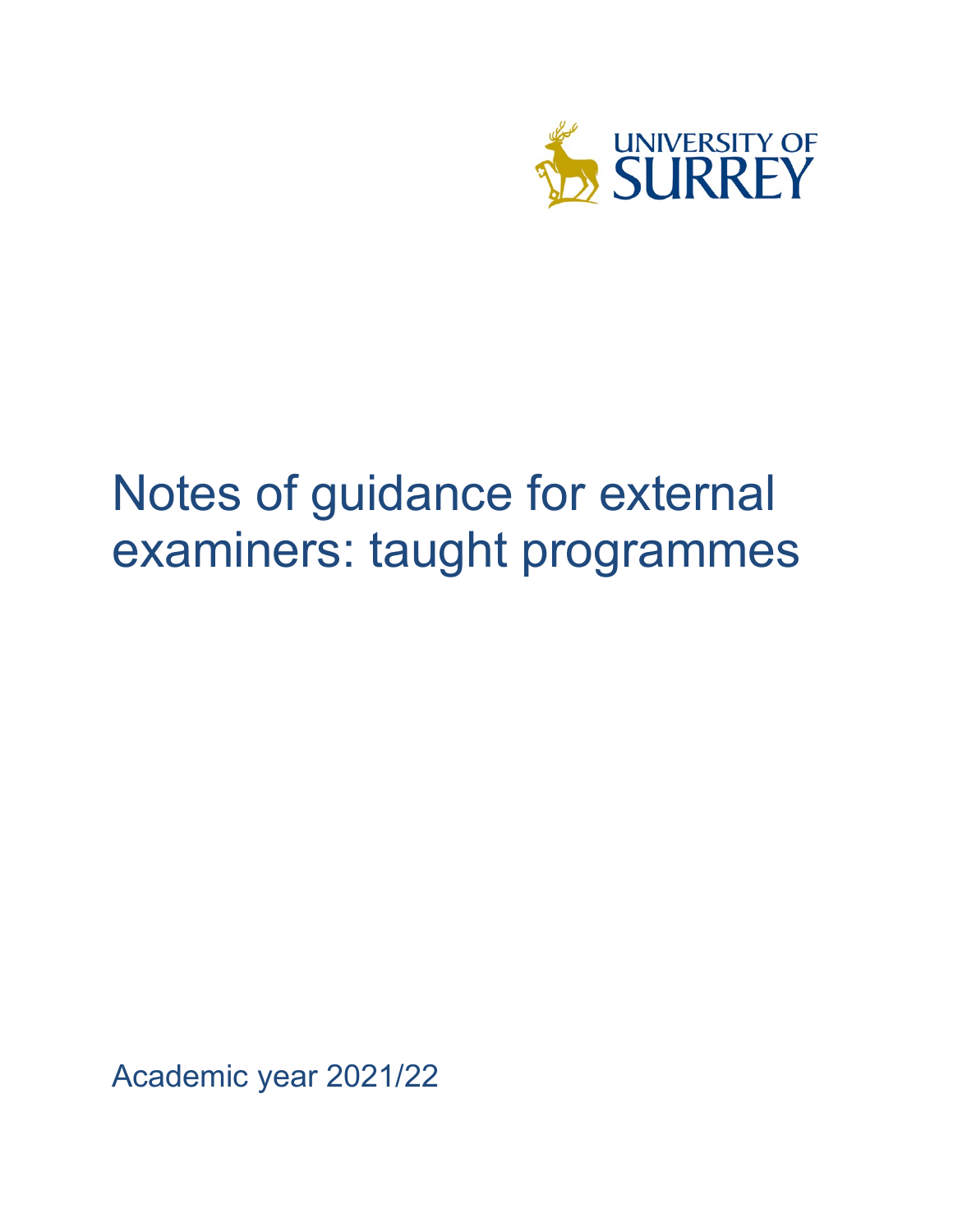UNIVERSITY OF SURREY

# Notes of guidance for external examiners: taught programmes

Academic year 2021/22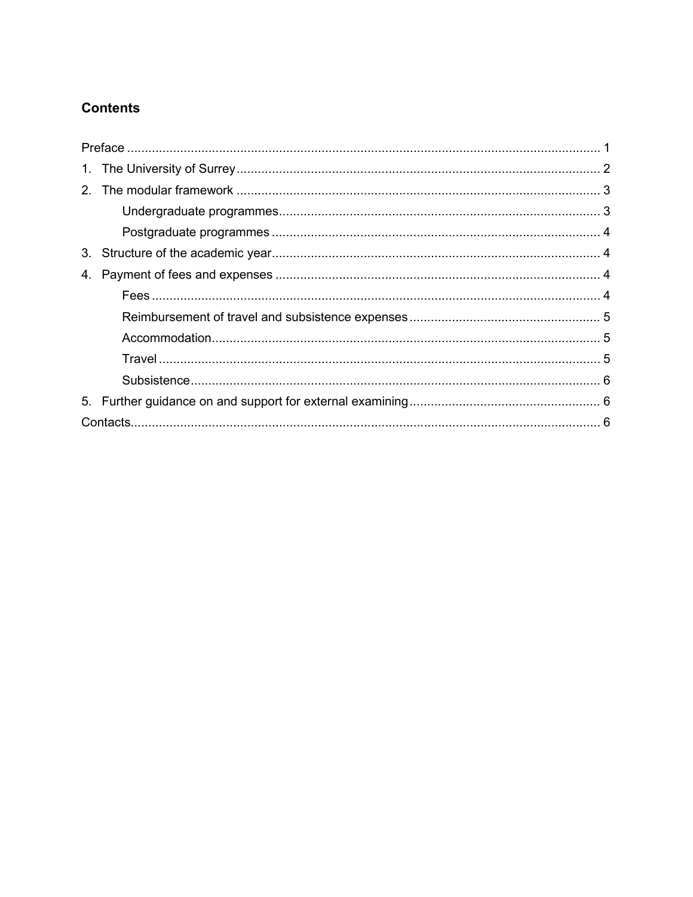## Contents

Preface ........................................................................................................................ 1

1. The University of Surrey ........................................................................................ 2

2. The modular framework ......................................................................................... 3

    Undergraduate programmes ............................................................................. 3

    Postgraduate programmes ............................................................................... 4

3. Structure of the academic year ............................................................................... 4

4. Payment of fees and expenses .............................................................................. 4

    Fees ................................................................................................................. 4

    Reimbursement of travel and subsistence expenses ........................................ 5

    Accommodation ................................................................................................ 5

    Travel ............................................................................................................... 5

    Subsistence ...................................................................................................... 6

5. Further guidance on and support for external examining ........................................ 6

Contacts ..................................................................................................................... 6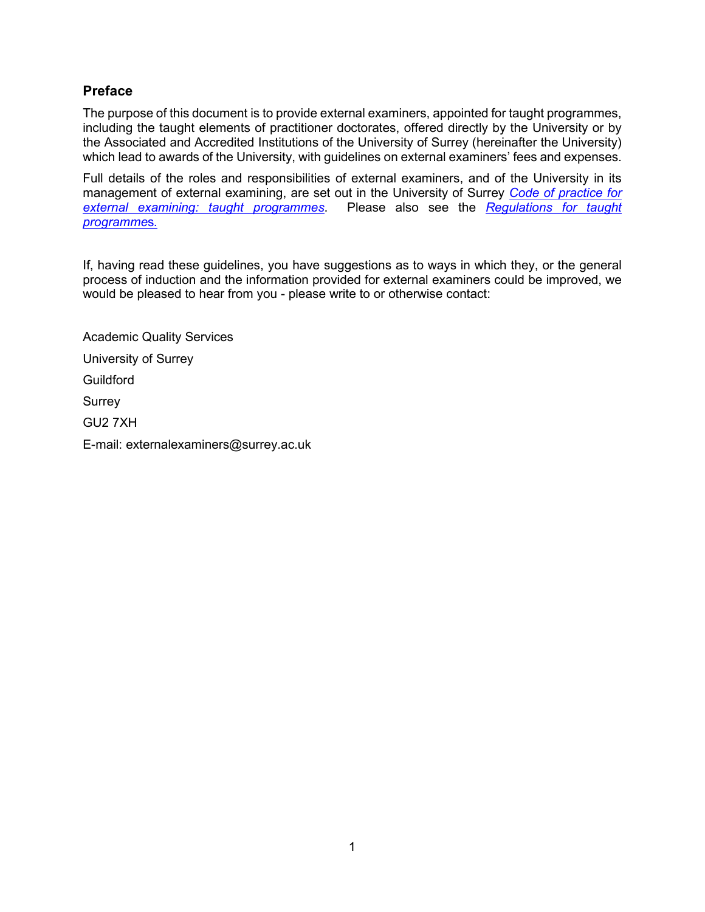## Preface

The purpose of this document is to provide external examiners, appointed for taught programmes, including the taught elements of practitioner doctorates, offered directly by the University or by the Associated and Accredited Institutions of the University of Surrey (hereinafter the University) which lead to awards of the University, with guidelines on external examiners' fees and expenses.

Full details of the roles and responsibilities of external examiners, and of the University in its management of external examining, are set out in the University of Surrey *Code of practice for external examining: taught programmes*. Please also see the *Regulations for taught programmes.*

If, having read these guidelines, you have suggestions as to ways in which they, or the general process of induction and the information provided for external examiners could be improved, we would be pleased to hear from you - please write to or otherwise contact:

Academic Quality Services

University of Surrey

Guildford

Surrey

GU2 7XH

E-mail: externalexaminers@surrey.ac.uk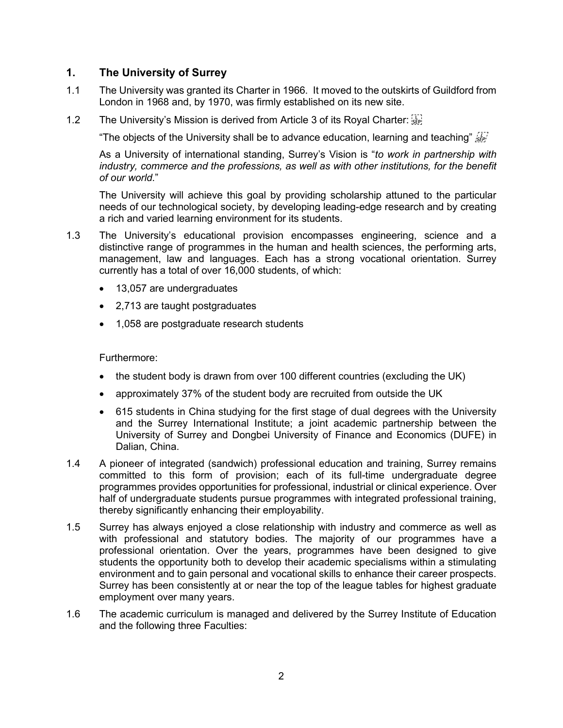## 1. The University of Surrey

1.1 The University was granted its Charter in 1966. It moved to the outskirts of Guildford from London in 1968 and, by 1970, was firmly established on its new site.

1.2 The University's Mission is derived from Article 3 of its Royal Charter:

"The objects of the University shall be to advance education, learning and teaching"

As a University of international standing, Surrey's Vision is "*to work in partnership with industry, commerce and the professions, as well as with other institutions, for the benefit of our world*."

The University will achieve this goal by providing scholarship attuned to the particular needs of our technological society, by developing leading-edge research and by creating a rich and varied learning environment for its students.

1.3 The University's educational provision encompasses engineering, science and a distinctive range of programmes in the human and health sciences, the performing arts, management, law and languages. Each has a strong vocational orientation. Surrey currently has a total of over 16,000 students, of which:

- 13,057 are undergraduates
- 2,713 are taught postgraduates
- 1,058 are postgraduate research students

Furthermore:

- the student body is drawn from over 100 different countries (excluding the UK)
- approximately 37% of the student body are recruited from outside the UK
- 615 students in China studying for the first stage of dual degrees with the University and the Surrey International Institute; a joint academic partnership between the University of Surrey and Dongbei University of Finance and Economics (DUFE) in Dalian, China.

1.4 A pioneer of integrated (sandwich) professional education and training, Surrey remains committed to this form of provision; each of its full-time undergraduate degree programmes provides opportunities for professional, industrial or clinical experience. Over half of undergraduate students pursue programmes with integrated professional training, thereby significantly enhancing their employability.

1.5 Surrey has always enjoyed a close relationship with industry and commerce as well as with professional and statutory bodies. The majority of our programmes have a professional orientation. Over the years, programmes have been designed to give students the opportunity both to develop their academic specialisms within a stimulating environment and to gain personal and vocational skills to enhance their career prospects. Surrey has been consistently at or near the top of the league tables for highest graduate employment over many years.

1.6 The academic curriculum is managed and delivered by the Surrey Institute of Education and the following three Faculties: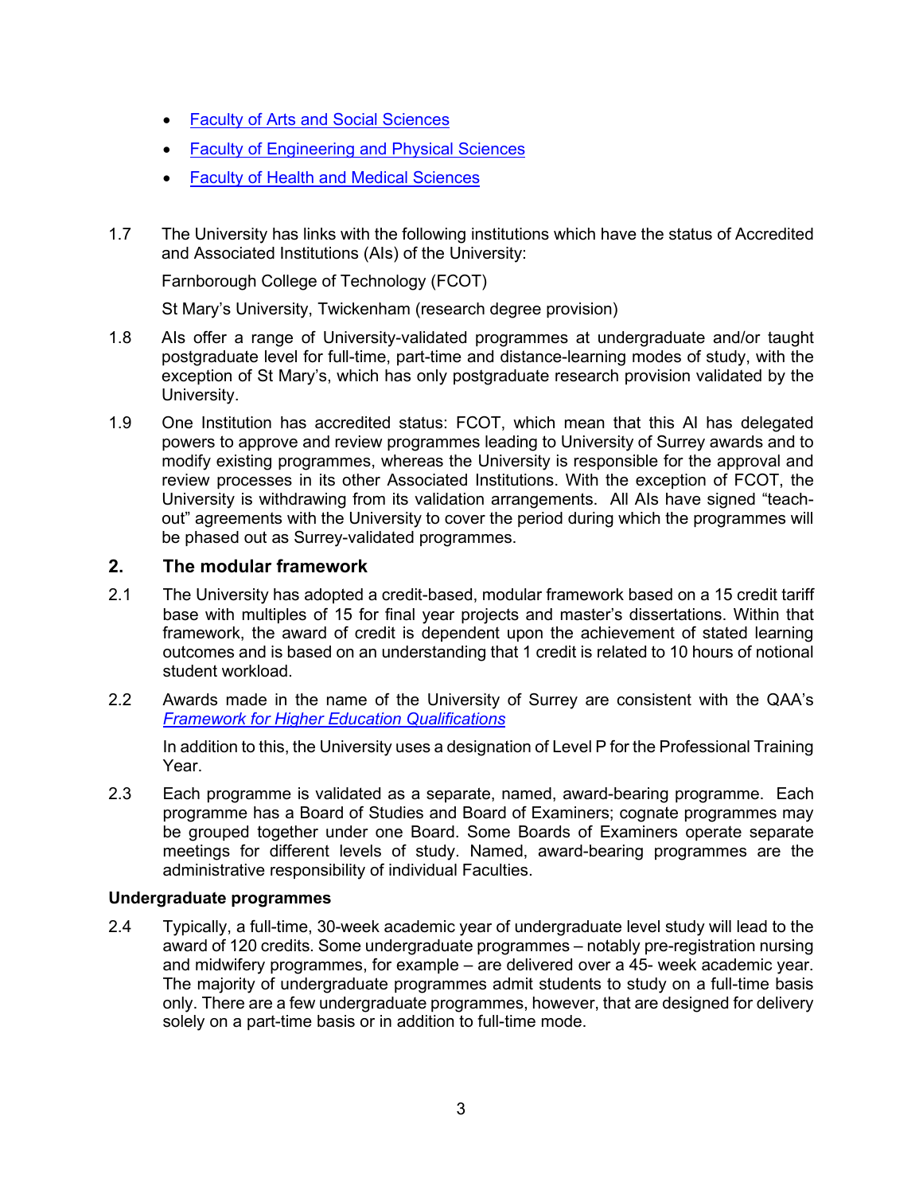- [Faculty of Arts and Social Sciences]()
- [Faculty of Engineering and Physical Sciences]()
- [Faculty of Health and Medical Sciences]()

1.7 The University has links with the following institutions which have the status of Accredited and Associated Institutions (AIs) of the University:

Farnborough College of Technology (FCOT)

St Mary's University, Twickenham (research degree provision)

1.8 AIs offer a range of University-validated programmes at undergraduate and/or taught postgraduate level for full-time, part-time and distance-learning modes of study, with the exception of St Mary's, which has only postgraduate research provision validated by the University.

1.9 One Institution has accredited status: FCOT, which mean that this AI has delegated powers to approve and review programmes leading to University of Surrey awards and to modify existing programmes, whereas the University is responsible for the approval and review processes in its other Associated Institutions. With the exception of FCOT, the University is withdrawing from its validation arrangements. All AIs have signed "teach-out" agreements with the University to cover the period during which the programmes will be phased out as Surrey-validated programmes.

## 2. The modular framework

2.1 The University has adopted a credit-based, modular framework based on a 15 credit tariff base with multiples of 15 for final year projects and master's dissertations. Within that framework, the award of credit is dependent upon the achievement of stated learning outcomes and is based on an understanding that 1 credit is related to 10 hours of notional student workload.

2.2 Awards made in the name of the University of Surrey are consistent with the QAA's *[Framework for Higher Education Qualifications]()*

In addition to this, the University uses a designation of Level P for the Professional Training Year.

2.3 Each programme is validated as a separate, named, award-bearing programme. Each programme has a Board of Studies and Board of Examiners; cognate programmes may be grouped together under one Board. Some Boards of Examiners operate separate meetings for different levels of study. Named, award-bearing programmes are the administrative responsibility of individual Faculties.

**Undergraduate programmes**

2.4 Typically, a full-time, 30-week academic year of undergraduate level study will lead to the award of 120 credits. Some undergraduate programmes – notably pre-registration nursing and midwifery programmes, for example – are delivered over a 45- week academic year. The majority of undergraduate programmes admit students to study on a full-time basis only. There are a few undergraduate programmes, however, that are designed for delivery solely on a part-time basis or in addition to full-time mode.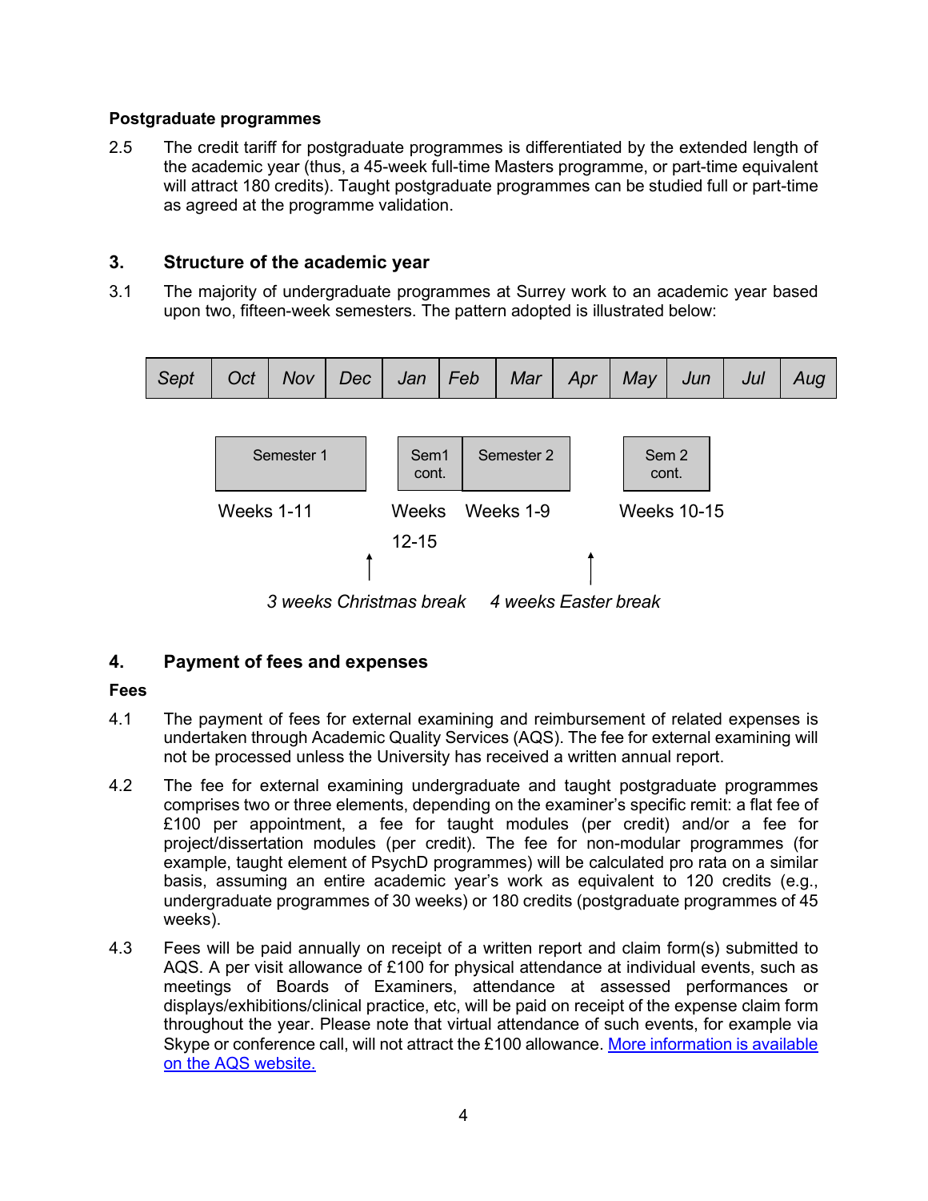**Postgraduate programmes**

2.5 The credit tariff for postgraduate programmes is differentiated by the extended length of the academic year (thus, a 45-week full-time Masters programme, or part-time equivalent will attract 180 credits). Taught postgraduate programmes can be studied full or part-time as agreed at the programme validation.

## 3. Structure of the academic year

3.1 The majority of undergraduate programmes at Surrey work to an academic year based upon two, fifteen-week semesters. The pattern adopted is illustrated below:

| *Sept* | *Oct* | *Nov* | *Dec* | *Jan* | *Feb* | *Mar* | *Apr* | *May* | *Jun* | *Jul* | *Aug* |
|---|---|---|---|---|---|---|---|---|---|---|---|
| | Semester 1 | | | Sem1 cont. | Semester 2 | | | Sem 2 cont. | | | |
| | Weeks 1-11 | | | Weeks 12-15 | Weeks 1-9 | | | Weeks 10-15 | | | |

*3 weeks Christmas break* *4 weeks Easter break*

## 4. Payment of fees and expenses

**Fees**

4.1 The payment of fees for external examining and reimbursement of related expenses is undertaken through Academic Quality Services (AQS). The fee for external examining will not be processed unless the University has received a written annual report.

4.2 The fee for external examining undergraduate and taught postgraduate programmes comprises two or three elements, depending on the examiner's specific remit: a flat fee of £100 per appointment, a fee for taught modules (per credit) and/or a fee for project/dissertation modules (per credit). The fee for non-modular programmes (for example, taught element of PsychD programmes) will be calculated pro rata on a similar basis, assuming an entire academic year's work as equivalent to 120 credits (e.g., undergraduate programmes of 30 weeks) or 180 credits (postgraduate programmes of 45 weeks).

4.3 Fees will be paid annually on receipt of a written report and claim form(s) submitted to AQS. A per visit allowance of £100 for physical attendance at individual events, such as meetings of Boards of Examiners, attendance at assessed performances or displays/exhibitions/clinical practice, etc, will be paid on receipt of the expense claim form throughout the year. Please note that virtual attendance of such events, for example via Skype or conference call, will not attract the £100 allowance. More information is available on the AQS website.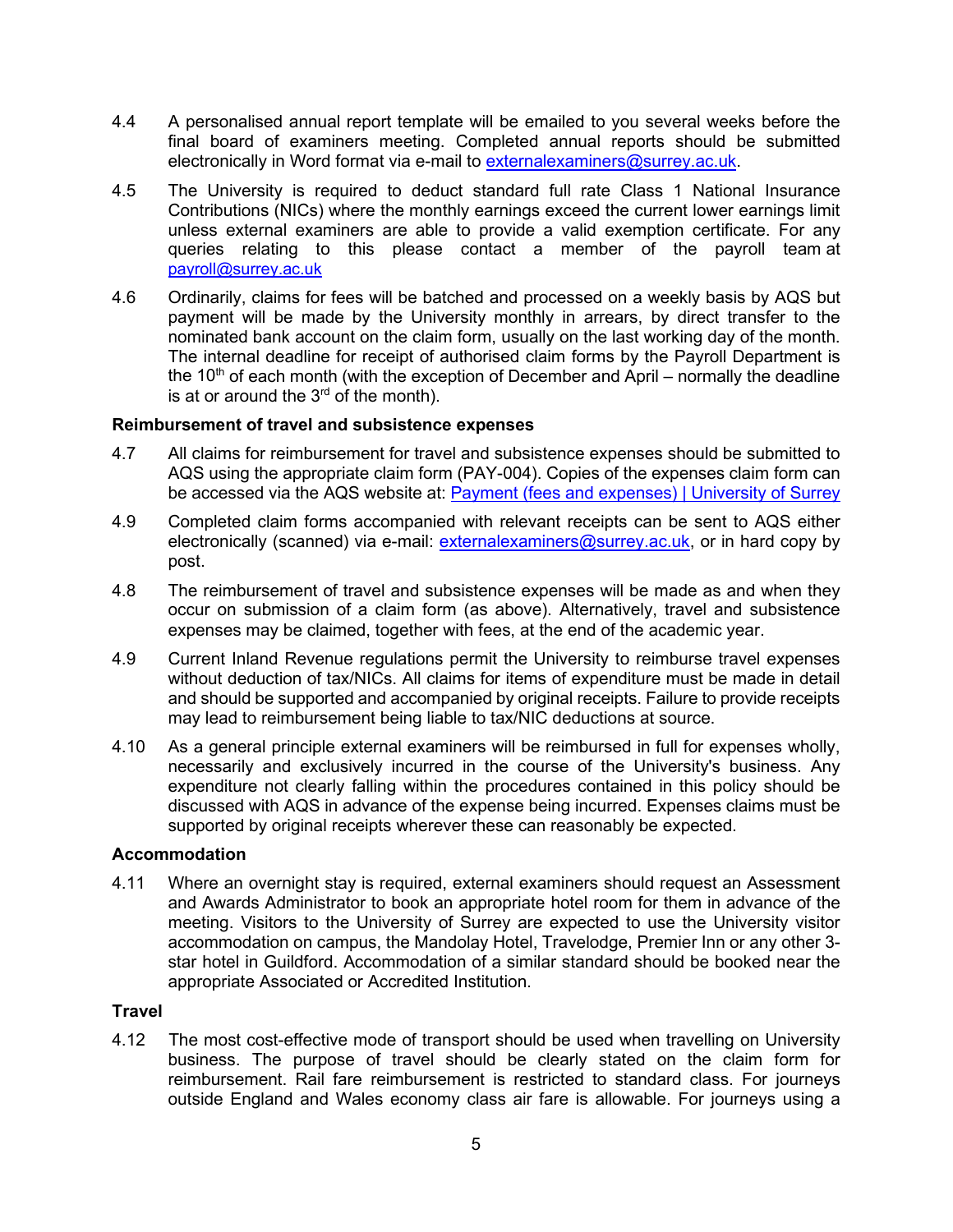4.4 A personalised annual report template will be emailed to you several weeks before the final board of examiners meeting. Completed annual reports should be submitted electronically in Word format via e-mail to [externalexaminers@surrey.ac.uk](mailto:externalexaminers@surrey.ac.uk).

4.5 The University is required to deduct standard full rate Class 1 National Insurance Contributions (NICs) where the monthly earnings exceed the current lower earnings limit unless external examiners are able to provide a valid exemption certificate. For any queries relating to this please contact a member of the payroll team at [payroll@surrey.ac.uk](mailto:payroll@surrey.ac.uk)

4.6 Ordinarily, claims for fees will be batched and processed on a weekly basis by AQS but payment will be made by the University monthly in arrears, by direct transfer to the nominated bank account on the claim form, usually on the last working day of the month. The internal deadline for receipt of authorised claim forms by the Payroll Department is the 10th of each month (with the exception of December and April – normally the deadline is at or around the 3rd of the month).

**Reimbursement of travel and subsistence expenses**

4.7 All claims for reimbursement for travel and subsistence expenses should be submitted to AQS using the appropriate claim form (PAY-004). Copies of the expenses claim form can be accessed via the AQS website at: [Payment (fees and expenses) | University of Surrey]()

4.9 Completed claim forms accompanied with relevant receipts can be sent to AQS either electronically (scanned) via e-mail: [externalexaminers@surrey.ac.uk](mailto:externalexaminers@surrey.ac.uk), or in hard copy by post.

4.8 The reimbursement of travel and subsistence expenses will be made as and when they occur on submission of a claim form (as above). Alternatively, travel and subsistence expenses may be claimed, together with fees, at the end of the academic year.

4.9 Current Inland Revenue regulations permit the University to reimburse travel expenses without deduction of tax/NICs. All claims for items of expenditure must be made in detail and should be supported and accompanied by original receipts. Failure to provide receipts may lead to reimbursement being liable to tax/NIC deductions at source.

4.10 As a general principle external examiners will be reimbursed in full for expenses wholly, necessarily and exclusively incurred in the course of the University's business. Any expenditure not clearly falling within the procedures contained in this policy should be discussed with AQS in advance of the expense being incurred. Expenses claims must be supported by original receipts wherever these can reasonably be expected.

**Accommodation**

4.11 Where an overnight stay is required, external examiners should request an Assessment and Awards Administrator to book an appropriate hotel room for them in advance of the meeting. Visitors to the University of Surrey are expected to use the University visitor accommodation on campus, the Mandolay Hotel, Travelodge, Premier Inn or any other 3-star hotel in Guildford. Accommodation of a similar standard should be booked near the appropriate Associated or Accredited Institution.

**Travel**

4.12 The most cost-effective mode of transport should be used when travelling on University business. The purpose of travel should be clearly stated on the claim form for reimbursement. Rail fare reimbursement is restricted to standard class. For journeys outside England and Wales economy class air fare is allowable. For journeys using a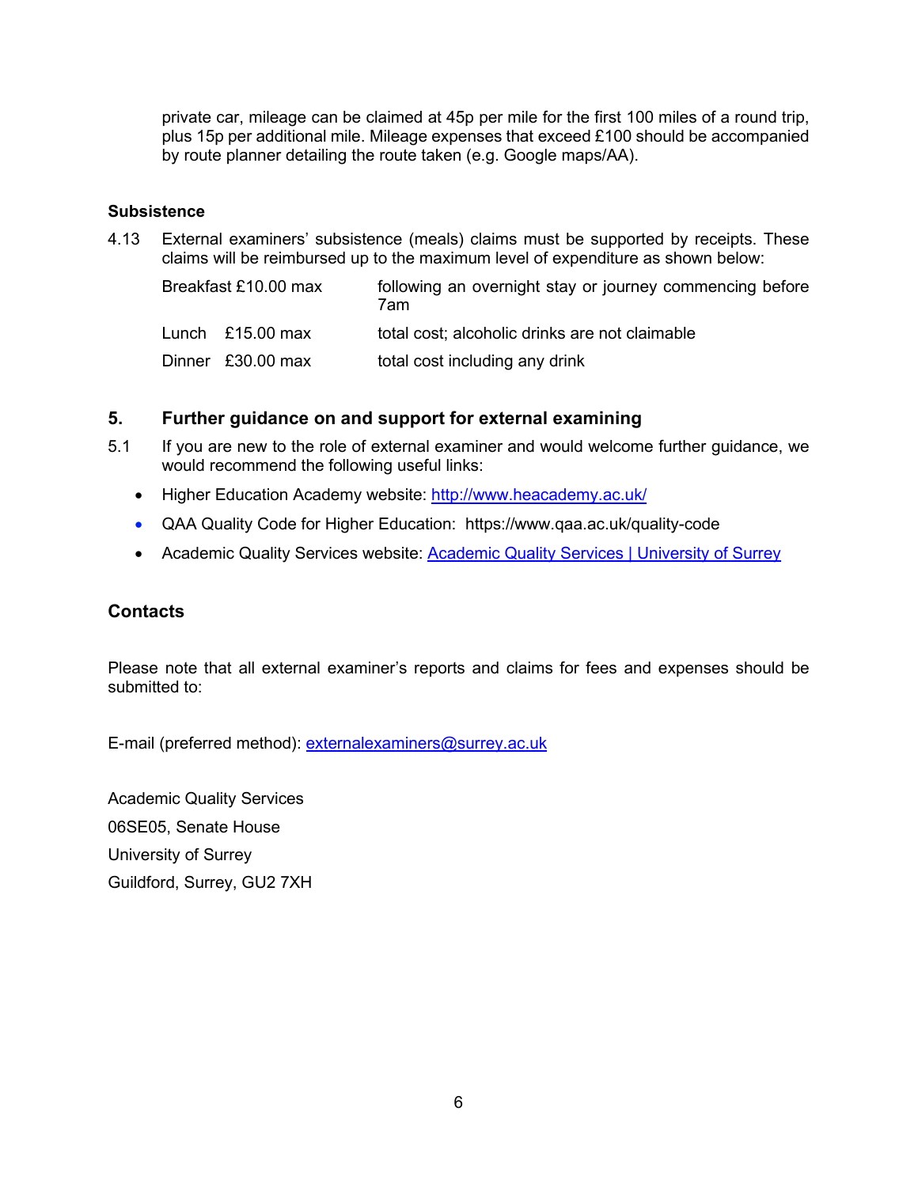private car, mileage can be claimed at 45p per mile for the first 100 miles of a round trip, plus 15p per additional mile. Mileage expenses that exceed £100 should be accompanied by route planner detailing the route taken (e.g. Google maps/AA).

### Subsistence

4.13 External examiners' subsistence (meals) claims must be supported by receipts. These claims will be reimbursed up to the maximum level of expenditure as shown below:

| | | |
|---|---|---|
| Breakfast | £10.00 max | following an overnight stay or journey commencing before 7am |
| Lunch | £15.00 max | total cost; alcoholic drinks are not claimable |
| Dinner | £30.00 max | total cost including any drink |

## 5. Further guidance on and support for external examining

5.1 If you are new to the role of external examiner and would welcome further guidance, we would recommend the following useful links:

- Higher Education Academy website: [http://www.heacademy.ac.uk/](http://www.heacademy.ac.uk/)
- QAA Quality Code for Higher Education: https://www.qaa.ac.uk/quality-code
- Academic Quality Services website: Academic Quality Services | University of Surrey

### Contacts

Please note that all external examiner's reports and claims for fees and expenses should be submitted to:

E-mail (preferred method): [externalexaminers@surrey.ac.uk](mailto:externalexaminers@surrey.ac.uk)

Academic Quality Services
06SE05, Senate House
University of Surrey
Guildford, Surrey, GU2 7XH